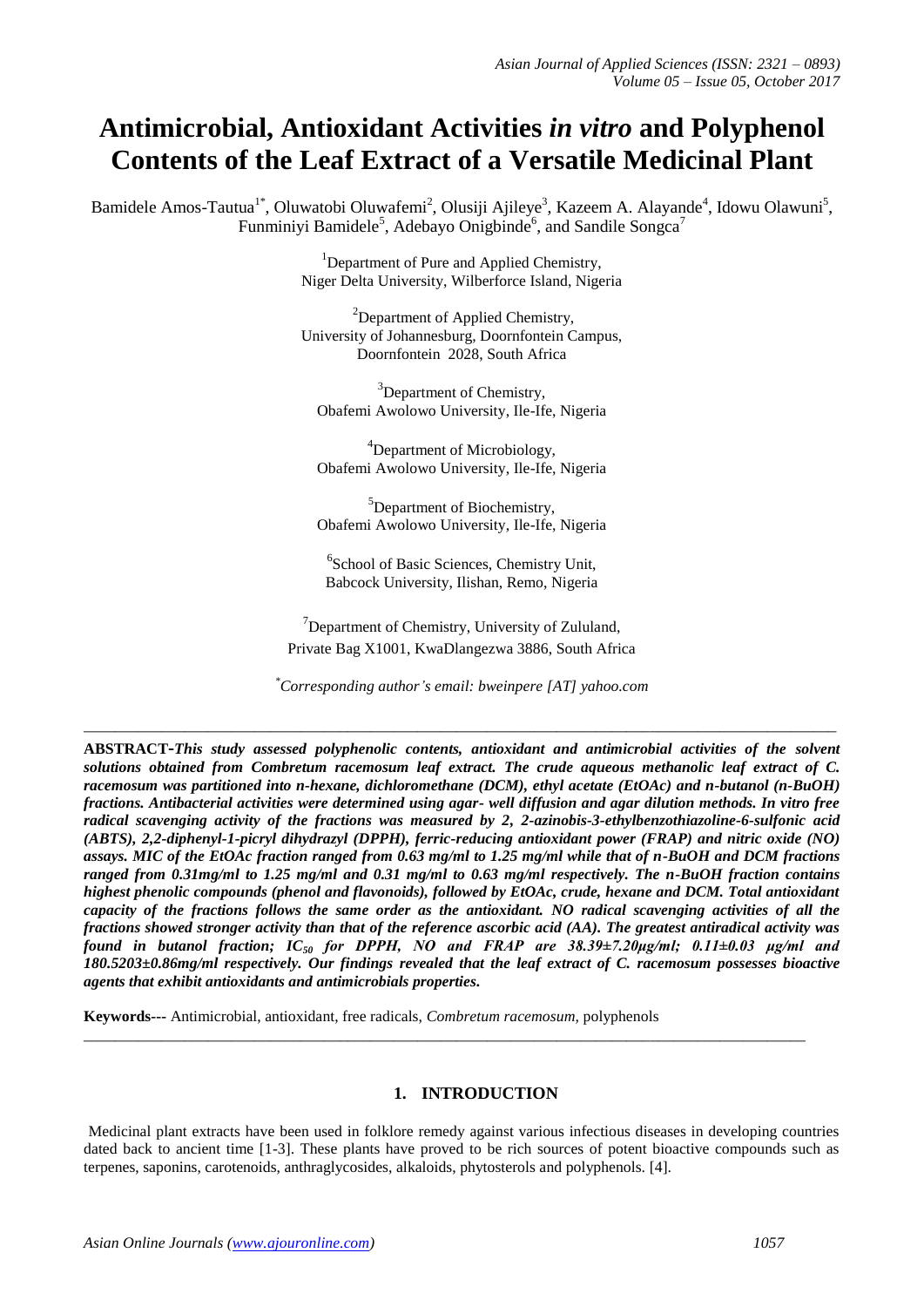# Antimicrobial, Antioxidant Activities *in vitro* and Polyphenol Contents of the Leaf Extract of a Versatile Medicinal Plant

Bamidele Amos-Tautua[1*], Oluwatobi Oluwafemi[2], Olusiji Ajileye[3], Kazeem A. Alayande[4], Idowu Olawuni[5], Funminiyi Bamidele[5], Adebayo Onigbinde[6], and Sandile Songca[7]

[1]Department of Pure and Applied Chemistry, Niger Delta University, Wilberforce Island, Nigeria

[2]Department of Applied Chemistry, University of Johannesburg, Doornfontein Campus, Doornfontein 2028, South Africa

[3]Department of Chemistry, Obafemi Awolowo University, Ile-Ife, Nigeria

[4]Department of Microbiology, Obafemi Awolowo University, Ile-Ife, Nigeria

[5]Department of Biochemistry, Obafemi Awolowo University, Ile-Ife, Nigeria

[6]School of Basic Sciences, Chemistry Unit, Babcock University, Ilishan, Remo, Nigeria

[7]Department of Chemistry, University of Zululand, Private Bag X1001, KwaDlangezwa 3886, South Africa

*[*]Corresponding author's email: bweinpere [AT] yahoo.com*

---

**ABSTRACT-*This study assessed polyphenolic contents, antioxidant and antimicrobial activities of the solvent solutions obtained from Combretum racemosum leaf extract. The crude aqueous methanolic leaf extract of C. racemosum was partitioned into n-hexane, dichloromethane (DCM), ethyl acetate (EtOAc) and n-butanol (n-BuOH) fractions. Antibacterial activities were determined using agar- well diffusion and agar dilution methods. In vitro free radical scavenging activity of the fractions was measured by 2, 2-azinobis-3-ethylbenzothiazoline-6-sulfonic acid (ABTS), 2,2-diphenyl-1-picryl dihydrazyl (DPPH), ferric-reducing antioxidant power (FRAP) and nitric oxide (NO) assays. MIC of the EtOAc fraction ranged from 0.63 mg/ml to 1.25 mg/ml while that of n-BuOH and DCM fractions ranged from 0.31mg/ml to 1.25 mg/ml and 0.31 mg/ml to 0.63 mg/ml respectively. The n-BuOH fraction contains highest phenolic compounds (phenol and flavonoids), followed by EtOAc, crude, hexane and DCM. Total antioxidant capacity of the fractions follows the same order as the antioxidant. NO radical scavenging activities of all the fractions showed stronger activity than that of the reference ascorbic acid (AA). The greatest antiradical activity was found in butanol fraction; $IC_{50}$ for DPPH, NO and FRAP are 38.39±7.20µg/ml; 0.11±0.03 µg/ml and 180.5203±0.86mg/ml respectively. Our findings revealed that the leaf extract of C. racemosum possesses bioactive agents that exhibit antioxidants and antimicrobials properties.***

**Keywords---** Antimicrobial, antioxidant, free radicals, *Combretum racemosum,* polyphenols

---

## 1. INTRODUCTION

Medicinal plant extracts have been used in folklore remedy against various infectious diseases in developing countries dated back to ancient time [1-3]. These plants have proved to be rich sources of potent bioactive compounds such as terpenes, saponins, carotenoids, anthraglycosides, alkaloids, phytosterols and polyphenols. [4].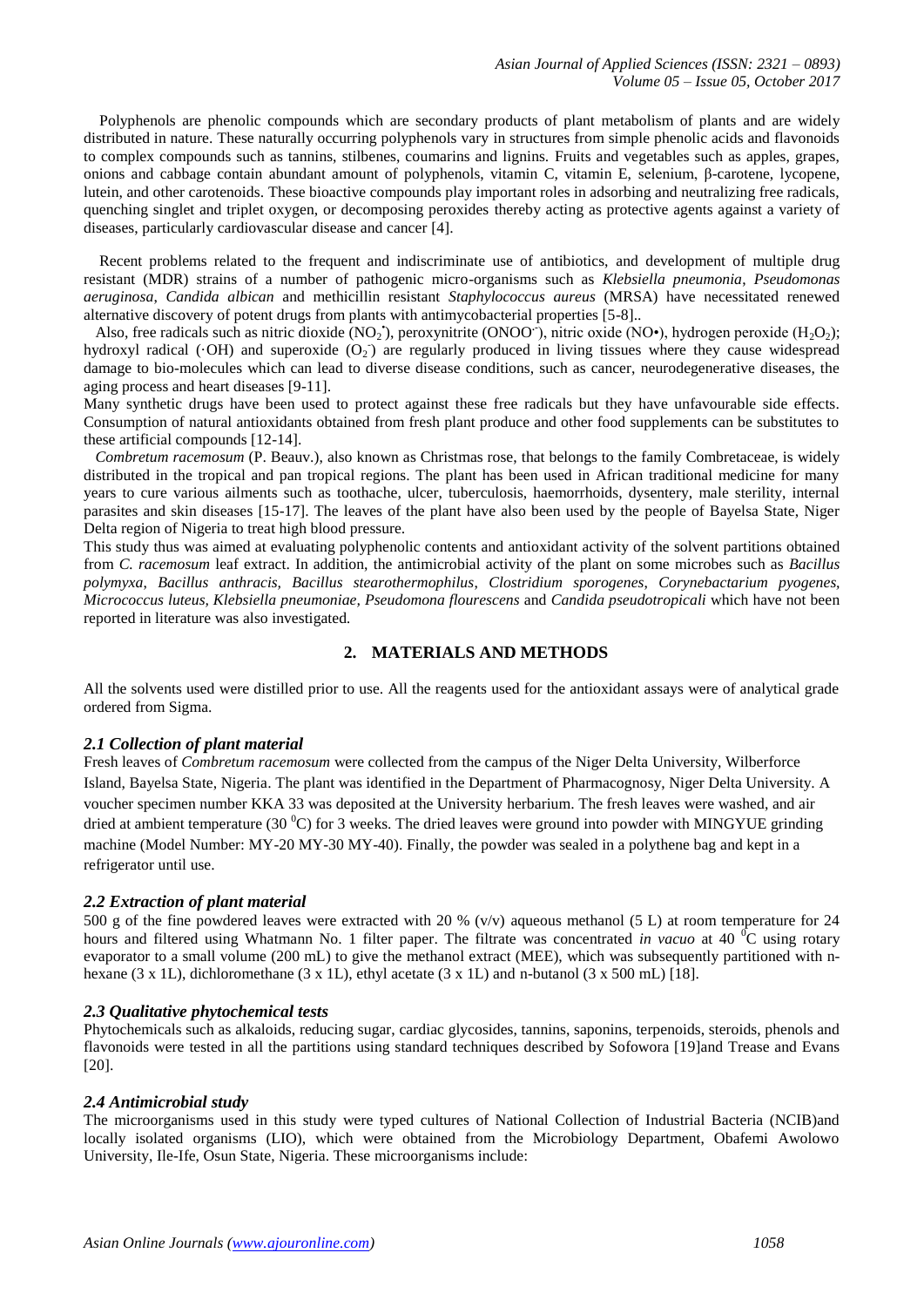Polyphenols are phenolic compounds which are secondary products of plant metabolism of plants and are widely distributed in nature. These naturally occurring polyphenols vary in structures from simple phenolic acids and flavonoids to complex compounds such as tannins, stilbenes, coumarins and lignins. Fruits and vegetables such as apples, grapes, onions and cabbage contain abundant amount of polyphenols, vitamin C, vitamin E, selenium, β-carotene, lycopene, lutein, and other carotenoids. These bioactive compounds play important roles in adsorbing and neutralizing free radicals, quenching singlet and triplet oxygen, or decomposing peroxides thereby acting as protective agents against a variety of diseases, particularly cardiovascular disease and cancer [4].

Recent problems related to the frequent and indiscriminate use of antibiotics, and development of multiple drug resistant (MDR) strains of a number of pathogenic micro-organisms such as *Klebsiella pneumonia*, *Pseudomonas aeruginosa*, *Candida albican* and methicillin resistant *Staphylococcus aureus* (MRSA) have necessitated renewed alternative discovery of potent drugs from plants with antimycobacterial properties [5-8]..

Also, free radicals such as nitric dioxide ($NO_2^{\bullet}$), peroxynitrite ($ONOO^-$), nitric oxide (NO•), hydrogen peroxide ($H_2O_2$); hydroxyl radical (·OH) and superoxide ($O_2^-$) are regularly produced in living tissues where they cause widespread damage to bio-molecules which can lead to diverse disease conditions, such as cancer, neurodegenerative diseases, the aging process and heart diseases [9-11].

Many synthetic drugs have been used to protect against these free radicals but they have unfavourable side effects. Consumption of natural antioxidants obtained from fresh plant produce and other food supplements can be substitutes to these artificial compounds [12-14].

*Combretum racemosum* (P. Beauv.), also known as Christmas rose, that belongs to the family Combretaceae, is widely distributed in the tropical and pan tropical regions. The plant has been used in African traditional medicine for many years to cure various ailments such as toothache, ulcer, tuberculosis, haemorrhoids, dysentery, male sterility, internal parasites and skin diseases [15-17]. The leaves of the plant have also been used by the people of Bayelsa State, Niger Delta region of Nigeria to treat high blood pressure.

This study thus was aimed at evaluating polyphenolic contents and antioxidant activity of the solvent partitions obtained from *C. racemosum* leaf extract. In addition, the antimicrobial activity of the plant on some microbes such as *Bacillus polymyxa*, *Bacillus anthracis*, *Bacillus stearothermophilus*, *Clostridium sporogenes*, *Corynebacterium pyogenes*, *Micrococcus luteus*, *Klebsiella pneumoniae*, *Pseudomona flourescens* and *Candida pseudotropicali* which have not been reported in literature was also investigated.

## 2. MATERIALS AND METHODS

All the solvents used were distilled prior to use. All the reagents used for the antioxidant assays were of analytical grade ordered from Sigma.

### *2.1 Collection of plant material*

Fresh leaves of *Combretum racemosum* were collected from the campus of the Niger Delta University, Wilberforce Island, Bayelsa State, Nigeria. The plant was identified in the Department of Pharmacognosy, Niger Delta University. A voucher specimen number KKA 33 was deposited at the University herbarium. The fresh leaves were washed, and air dried at ambient temperature (30 $^0$C) for 3 weeks. The dried leaves were ground into powder with MINGYUE grinding machine (Model Number: MY-20 MY-30 MY-40). Finally, the powder was sealed in a polythene bag and kept in a refrigerator until use.

### *2.2 Extraction of plant material*

500 g of the fine powdered leaves were extracted with 20 % (v/v) aqueous methanol (5 L) at room temperature for 24 hours and filtered using Whatmann No. 1 filter paper. The filtrate was concentrated *in vacuo* at 40 $^0$C using rotary evaporator to a small volume (200 mL) to give the methanol extract (MEE), which was subsequently partitioned with n-hexane (3 x 1L), dichloromethane (3 x 1L), ethyl acetate (3 x 1L) and n-butanol (3 x 500 mL) [18].

### *2.3 Qualitative phytochemical tests*

Phytochemicals such as alkaloids, reducing sugar, cardiac glycosides, tannins, saponins, terpenoids, steroids, phenols and flavonoids were tested in all the partitions using standard techniques described by Sofowora [19]and Trease and Evans [20].

### *2.4 Antimicrobial study*

The microorganisms used in this study were typed cultures of National Collection of Industrial Bacteria (NCIB)and locally isolated organisms (LIO), which were obtained from the Microbiology Department, Obafemi Awolowo University, Ile-Ife, Osun State, Nigeria. These microorganisms include: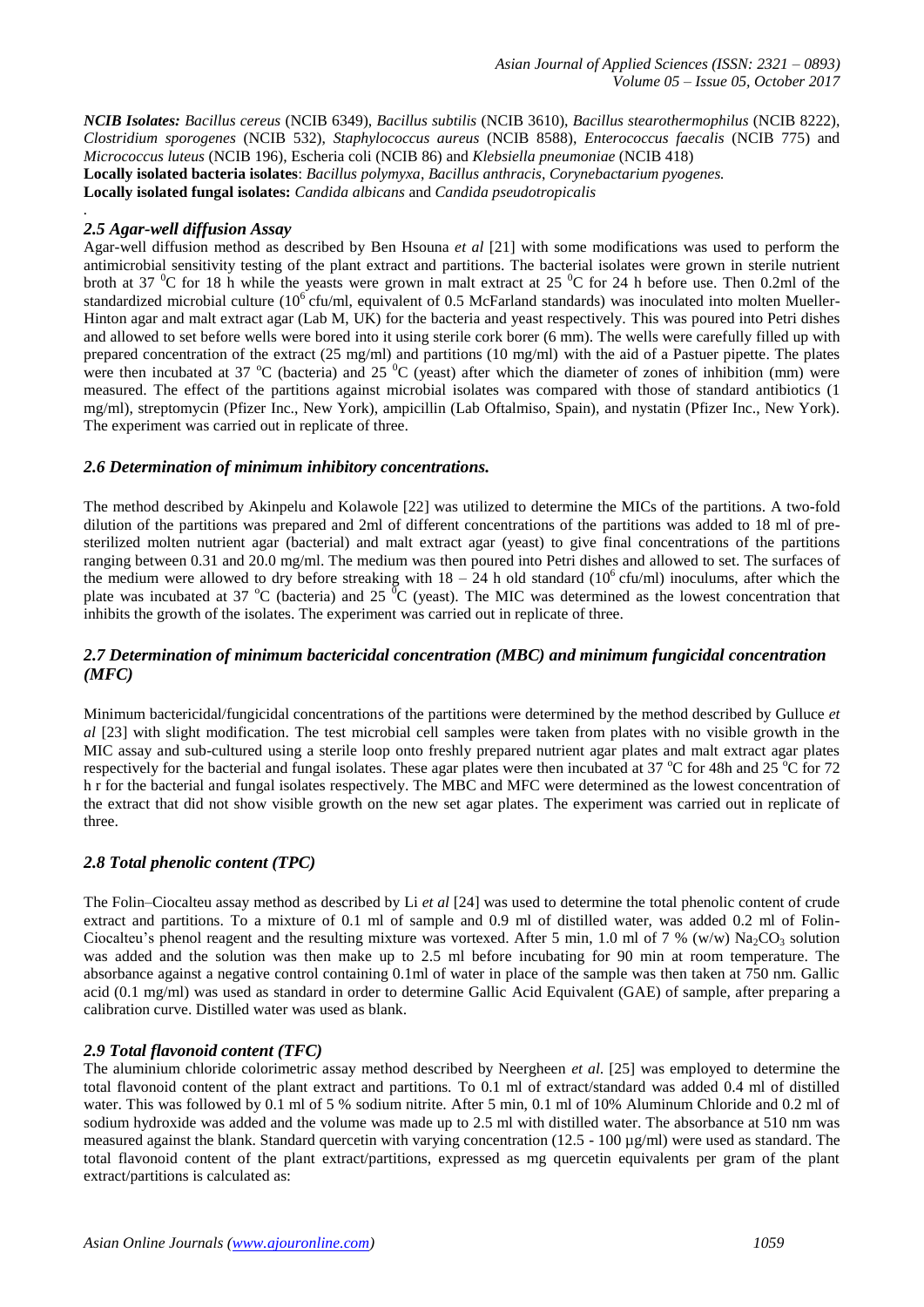***NCIB Isolates:*** *Bacillus cereus* (NCIB 6349), *Bacillus subtilis* (NCIB 3610), *Bacillus stearothermophilus* (NCIB 8222), *Clostridium sporogenes* (NCIB 532), *Staphylococcus aureus* (NCIB 8588), *Enterococcus faecalis* (NCIB 775) and *Micrococcus luteus* (NCIB 196), Escheria coli (NCIB 86) and *Klebsiella pneumoniae* (NCIB 418)

**Locally isolated bacteria isolates**: *Bacillus polymyxa*, *Bacillus anthracis*, *Corynebactarium pyogenes.*

**Locally isolated fungal isolates:** *Candida albicans* and *Candida pseudotropicalis*

.

### *2.5 Agar-well diffusion Assay*

Agar-well diffusion method as described by Ben Hsouna *et al* [21] with some modifications was used to perform the antimicrobial sensitivity testing of the plant extract and partitions. The bacterial isolates were grown in sterile nutrient broth at 37 $^0$C for 18 h while the yeasts were grown in malt extract at 25 $^0$C for 24 h before use. Then 0.2ml of the standardized microbial culture ($10^6$ cfu/ml, equivalent of 0.5 McFarland standards) was inoculated into molten Mueller-Hinton agar and malt extract agar (Lab M, UK) for the bacteria and yeast respectively. This was poured into Petri dishes and allowed to set before wells were bored into it using sterile cork borer (6 mm). The wells were carefully filled up with prepared concentration of the extract (25 mg/ml) and partitions (10 mg/ml) with the aid of a Pastuer pipette. The plates were then incubated at 37 $^o$C (bacteria) and 25 $^0$C (yeast) after which the diameter of zones of inhibition (mm) were measured. The effect of the partitions against microbial isolates was compared with those of standard antibiotics (1 mg/ml), streptomycin (Pfizer Inc., New York), ampicillin (Lab Oftalmiso, Spain), and nystatin (Pfizer Inc., New York). The experiment was carried out in replicate of three.

### *2.6 Determination of minimum inhibitory concentrations.*

The method described by Akinpelu and Kolawole [22] was utilized to determine the MICs of the partitions. A two-fold dilution of the partitions was prepared and 2ml of different concentrations of the partitions was added to 18 ml of pre-sterilized molten nutrient agar (bacterial) and malt extract agar (yeast) to give final concentrations of the partitions ranging between 0.31 and 20.0 mg/ml. The medium was then poured into Petri dishes and allowed to set. The surfaces of the medium were allowed to dry before streaking with 18 – 24 h old standard ($10^6$ cfu/ml) inoculums, after which the plate was incubated at 37 $^o$C (bacteria) and 25 $^0$C (yeast). The MIC was determined as the lowest concentration that inhibits the growth of the isolates. The experiment was carried out in replicate of three.

### *2.7 Determination of minimum bactericidal concentration (MBC) and minimum fungicidal concentration (MFC)*

Minimum bactericidal/fungicidal concentrations of the partitions were determined by the method described by Gulluce *et al* [23] with slight modification. The test microbial cell samples were taken from plates with no visible growth in the MIC assay and sub-cultured using a sterile loop onto freshly prepared nutrient agar plates and malt extract agar plates respectively for the bacterial and fungal isolates. These agar plates were then incubated at 37 $^o$C for 48h and 25 $^o$C for 72 h r for the bacterial and fungal isolates respectively. The MBC and MFC were determined as the lowest concentration of the extract that did not show visible growth on the new set agar plates. The experiment was carried out in replicate of three.

### *2.8 Total phenolic content (TPC)*

The Folin–Ciocalteu assay method as described by Li *et al* [24] was used to determine the total phenolic content of crude extract and partitions. To a mixture of 0.1 ml of sample and 0.9 ml of distilled water, was added 0.2 ml of Folin-Ciocalteu's phenol reagent and the resulting mixture was vortexed. After 5 min, 1.0 ml of 7 % (w/w) $Na_2CO_3$ solution was added and the solution was then make up to 2.5 ml before incubating for 90 min at room temperature. The absorbance against a negative control containing 0.1ml of water in place of the sample was then taken at 750 nm. Gallic acid (0.1 mg/ml) was used as standard in order to determine Gallic Acid Equivalent (GAE) of sample, after preparing a calibration curve. Distilled water was used as blank.

### *2.9 Total flavonoid content (TFC)*

The aluminium chloride colorimetric assay method described by Neergheen *et al.* [25] was employed to determine the total flavonoid content of the plant extract and partitions. To 0.1 ml of extract/standard was added 0.4 ml of distilled water. This was followed by 0.1 ml of 5 % sodium nitrite. After 5 min, 0.1 ml of 10% Aluminum Chloride and 0.2 ml of sodium hydroxide was added and the volume was made up to 2.5 ml with distilled water. The absorbance at 510 nm was measured against the blank. Standard quercetin with varying concentration (12.5 - 100 µg/ml) were used as standard. The total flavonoid content of the plant extract/partitions, expressed as mg quercetin equivalents per gram of the plant extract/partitions is calculated as: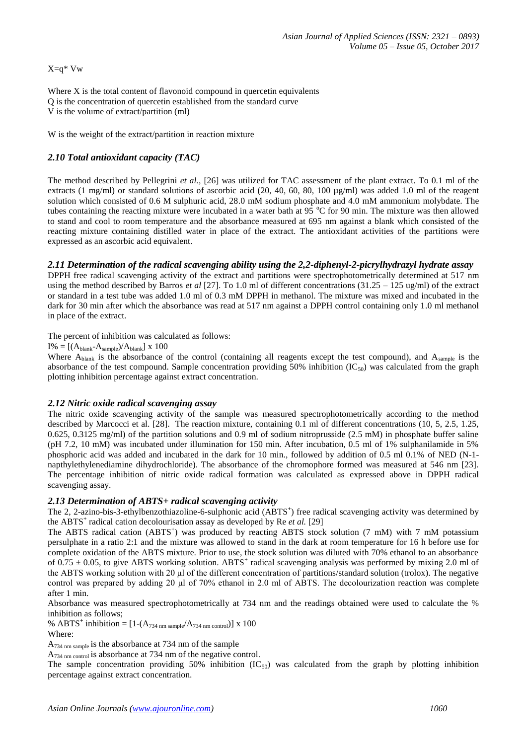$X = q^{*} Vw$

Where X is the total content of flavonoid compound in quercetin equivalents
Q is the concentration of quercetin established from the standard curve
V is the volume of extract/partition (ml)

W is the weight of the extract/partition in reaction mixture

### *2.10 Total antioxidant capacity (TAC)*

The method described by Pellegrini *et al.*, [26] was utilized for TAC assessment of the plant extract. To 0.1 ml of the extracts (1 mg/ml) or standard solutions of ascorbic acid (20, 40, 60, 80, 100 µg/ml) was added 1.0 ml of the reagent solution which consisted of 0.6 M sulphuric acid, 28.0 mM sodium phosphate and 4.0 mM ammonium molybdate. The tubes containing the reacting mixture were incubated in a water bath at 95 °C for 90 min. The mixture was then allowed to stand and cool to room temperature and the absorbance measured at 695 nm against a blank which consisted of the reacting mixture containing distilled water in place of the extract. The antioxidant activities of the partitions were expressed as an ascorbic acid equivalent.

### *2.11 Determination of the radical scavenging ability using the 2,2-diphenyl-2-picrylhydrazyl hydrate assay*

DPPH free radical scavenging activity of the extract and partitions were spectrophotometrically determined at 517 nm using the method described by Barros *et al* [27]. To 1.0 ml of different concentrations (31.25 – 125 ug/ml) of the extract or standard in a test tube was added 1.0 ml of 0.3 mM DPPH in methanol. The mixture was mixed and incubated in the dark for 30 min after which the absorbance was read at 517 nm against a DPPH control containing only 1.0 ml methanol in place of the extract.

The percent of inhibition was calculated as follows:

$I\% = [(A_{blank}-A_{sample})/A_{blank}] \times 100$

Where $A_{blank}$ is the absorbance of the control (containing all reagents except the test compound), and $A_{sample}$ is the absorbance of the test compound. Sample concentration providing 50% inhibition ($IC_{50}$) was calculated from the graph plotting inhibition percentage against extract concentration.

### *2.12 Nitric oxide radical scavenging assay*

The nitric oxide scavenging activity of the sample was measured spectrophotometrically according to the method described by Marcocci et al. [28]. The reaction mixture, containing 0.1 ml of different concentrations (10, 5, 2.5, 1.25, 0.625, 0.3125 mg/ml) of the partition solutions and 0.9 ml of sodium nitroprusside (2.5 mM) in phosphate buffer saline (pH 7.2, 10 mM) was incubated under illumination for 150 min. After incubation, 0.5 ml of 1% sulphanilamide in 5% phosphoric acid was added and incubated in the dark for 10 min., followed by addition of 0.5 ml 0.1% of NED (N-1-napthylethylenediamine dihydrochloride). The absorbance of the chromophore formed was measured at 546 nm [23]. The percentage inhibition of nitric oxide radical formation was calculated as expressed above in DPPH radical scavenging assay.

### *2.13 Determination of ABTS+ radical scavenging activity*

The 2, 2-azino-bis-3-ethylbenzothiazoline-6-sulphonic acid ($ABTS^{+}$) free radical scavenging activity was determined by the $ABTS^{+}$ radical cation decolourisation assay as developed by Re *et al.* [29]

The ABTS radical cation ($ABTS^{+}$) was produced by reacting ABTS stock solution (7 mM) with 7 mM potassium persulphate in a ratio 2:1 and the mixture was allowed to stand in the dark at room temperature for 16 h before use for complete oxidation of the ABTS mixture. Prior to use, the stock solution was diluted with 70% ethanol to an absorbance of 0.75 ± 0.05, to give ABTS working solution. $ABTS^{+}$ radical scavenging analysis was performed by mixing 2.0 ml of the ABTS working solution with 20 µl of the different concentration of partitions/standard solution (trolox). The negative control was prepared by adding 20 µl of 70% ethanol in 2.0 ml of ABTS. The decolourization reaction was complete after 1 min.

Absorbance was measured spectrophotometrically at 734 nm and the readings obtained were used to calculate the % inhibition as follows;

$\% \ ABTS^{+} \text{ inhibition} = [1-(A_{734\text{ nm sample}}/A_{734\text{ nm control}})] \times 100$

Where:

$A_{734\text{ nm sample}}$ is the absorbance at 734 nm of the sample

$A_{734\text{ nm control}}$ is absorbance at 734 nm of the negative control.

The sample concentration providing 50% inhibition ($IC_{50}$) was calculated from the graph by plotting inhibition percentage against extract concentration.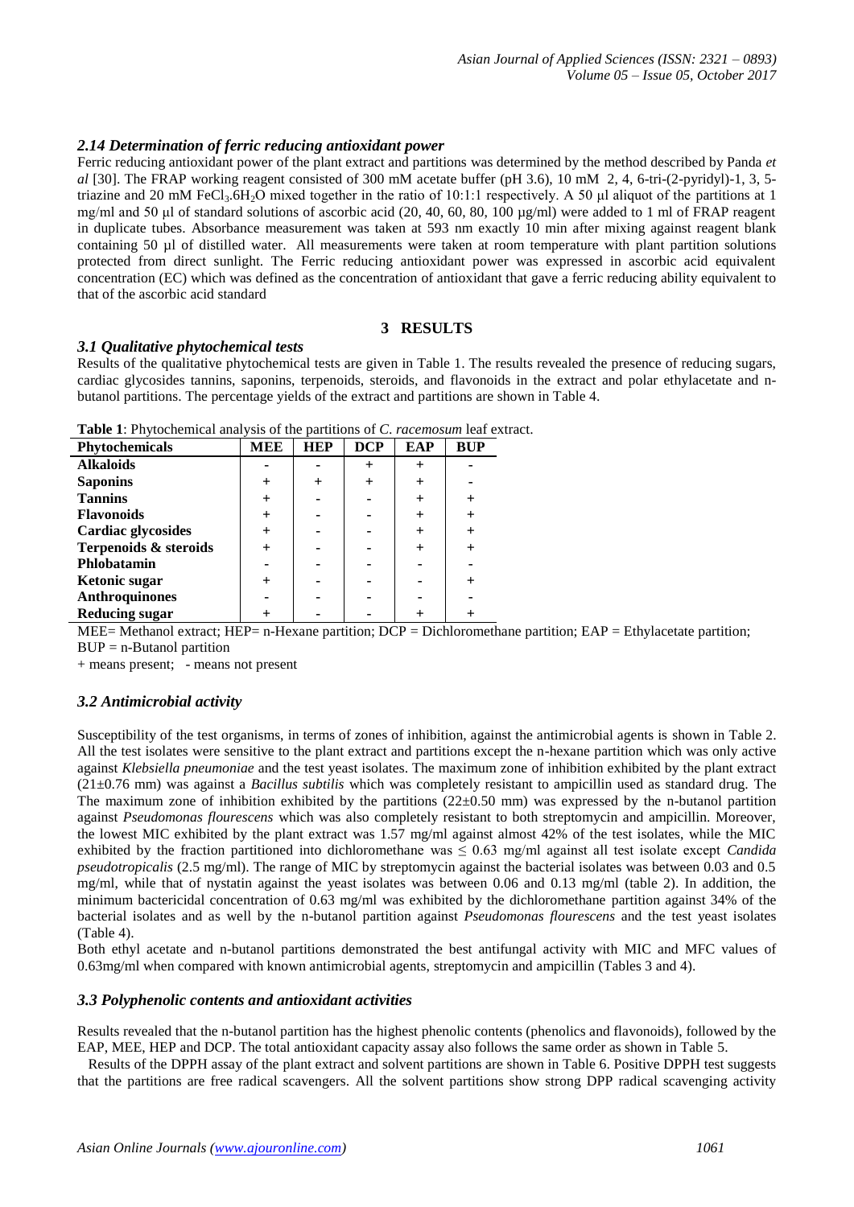### *2.14 Determination of ferric reducing antioxidant power*

Ferric reducing antioxidant power of the plant extract and partitions was determined by the method described by Panda *et al* [30]. The FRAP working reagent consisted of 300 mM acetate buffer (pH 3.6), 10 mM 2, 4, 6-tri-(2-pyridyl)-1, 3, 5-triazine and 20 mM $FeCl_3.6H_2O$ mixed together in the ratio of 10:1:1 respectively. A 50 µl aliquot of the partitions at 1 mg/ml and 50 µl of standard solutions of ascorbic acid (20, 40, 60, 80, 100 µg/ml) were added to 1 ml of FRAP reagent in duplicate tubes. Absorbance measurement was taken at 593 nm exactly 10 min after mixing against reagent blank containing 50 µl of distilled water. All measurements were taken at room temperature with plant partition solutions protected from direct sunlight. The Ferric reducing antioxidant power was expressed in ascorbic acid equivalent concentration (EC) which was defined as the concentration of antioxidant that gave a ferric reducing ability equivalent to that of the ascorbic acid standard

## 3 RESULTS

### *3.1 Qualitative phytochemical tests*

Results of the qualitative phytochemical tests are given in Table 1. The results revealed the presence of reducing sugars, cardiac glycosides tannins, saponins, terpenoids, steroids, and flavonoids in the extract and polar ethylacetate and n-butanol partitions. The percentage yields of the extract and partitions are shown in Table 4.

**Table 1**: Phytochemical analysis of the partitions of *C. racemosum* leaf extract.

| Phytochemicals | MEE | HEP | DCP | EAP | BUP |
|---|---|---|---|---|---|
| **Alkaloids** | - | - | + | + | - |
| **Saponins** | + | + | + | + | - |
| **Tannins** | + | - | - | + | + |
| **Flavonoids** | + | - | - | + | + |
| **Cardiac glycosides** | + | - | - | + | + |
| **Terpenoids & steroids** | + | - | - | + | + |
| **Phlobatamin** | - | - | - | - | - |
| **Ketonic sugar** | + | - | - | - | + |
| **Anthroquinones** | - | - | - | - | - |
| **Reducing sugar** | + | - | - | + | + |

MEE= Methanol extract; HEP= n-Hexane partition; DCP = Dichloromethane partition; EAP = Ethylacetate partition; BUP = n-Butanol partition

\+ means present; - means not present

### *3.2 Antimicrobial activity*

Susceptibility of the test organisms, in terms of zones of inhibition, against the antimicrobial agents is shown in Table 2. All the test isolates were sensitive to the plant extract and partitions except the n-hexane partition which was only active against *Klebsiella pneumoniae* and the test yeast isolates. The maximum zone of inhibition exhibited by the plant extract (21±0.76 mm) was against a *Bacillus subtilis* which was completely resistant to ampicillin used as standard drug. The The maximum zone of inhibition exhibited by the partitions (22±0.50 mm) was expressed by the n-butanol partition against *Pseudomonas flourescens* which was also completely resistant to both streptomycin and ampicillin. Moreover, the lowest MIC exhibited by the plant extract was 1.57 mg/ml against almost 42% of the test isolates, while the MIC exhibited by the fraction partitioned into dichloromethane was ≤ 0.63 mg/ml against all test isolate except *Candida pseudotropicalis* (2.5 mg/ml). The range of MIC by streptomycin against the bacterial isolates was between 0.03 and 0.5 mg/ml, while that of nystatin against the yeast isolates was between 0.06 and 0.13 mg/ml (table 2). In addition, the minimum bactericidal concentration of 0.63 mg/ml was exhibited by the dichloromethane partition against 34% of the bacterial isolates and as well by the n-butanol partition against *Pseudomonas flourescens* and the test yeast isolates (Table 4).

Both ethyl acetate and n-butanol partitions demonstrated the best antifungal activity with MIC and MFC values of 0.63mg/ml when compared with known antimicrobial agents, streptomycin and ampicillin (Tables 3 and 4).

### *3.3 Polyphenolic contents and antioxidant activities*

Results revealed that the n-butanol partition has the highest phenolic contents (phenolics and flavonoids), followed by the EAP, MEE, HEP and DCP. The total antioxidant capacity assay also follows the same order as shown in Table 5.

Results of the DPPH assay of the plant extract and solvent partitions are shown in Table 6. Positive DPPH test suggests that the partitions are free radical scavengers. All the solvent partitions show strong DPP radical scavenging activity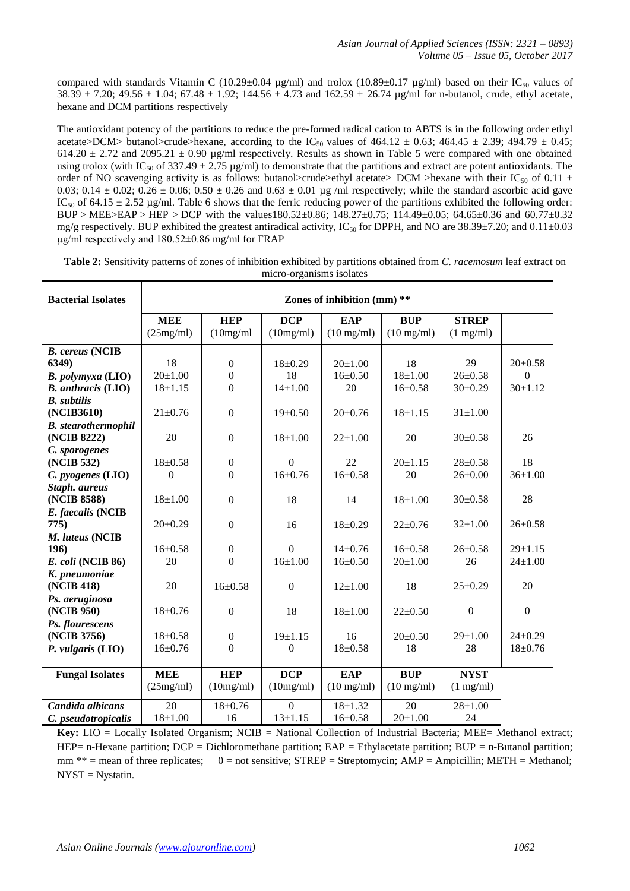compared with standards Vitamin C (10.29±0.04 µg/ml) and trolox (10.89±0.17 µg/ml) based on their $IC_{50}$ values of 38.39 ± 7.20; 49.56 ± 1.04; 67.48 ± 1.92; 144.56 ± 4.73 and 162.59 ± 26.74 µg/ml for n-butanol, crude, ethyl acetate, hexane and DCM partitions respectively

The antioxidant potency of the partitions to reduce the pre-formed radical cation to ABTS is in the following order ethyl acetate>DCM> butanol>crude>hexane, according to the $IC_{50}$ values of 464.12 ± 0.63; 464.45 ± 2.39; 494.79 ± 0.45; 614.20 ± 2.72 and 2095.21 ± 0.90 µg/ml respectively. Results as shown in Table 5 were compared with one obtained using trolox (with $IC_{50}$ of 337.49 ± 2.75 µg/ml) to demonstrate that the partitions and extract are potent antioxidants. The order of NO scavenging activity is as follows: butanol>crude>ethyl acetate> DCM >hexane with their $IC_{50}$ of 0.11 ± 0.03; 0.14 ± 0.02; 0.26 ± 0.06; 0.50 ± 0.26 and 0.63 ± 0.01 µg /ml respectively; while the standard ascorbic acid gave $IC_{50}$ of 64.15 ± 2.52 µg/ml. Table 6 shows that the ferric reducing power of the partitions exhibited the following order: BUP > MEE>EAP > HEP > DCP with the values180.52±0.86; 148.27±0.75; 114.49±0.05; 64.65±0.36 and 60.77±0.32 mg/g respectively. BUP exhibited the greatest antiradical activity, $IC_{50}$ for DPPH, and NO are 38.39±7.20; and 0.11±0.03 µg/ml respectively and 180.52±0.86 mg/ml for FRAP

**Table 2:** Sensitivity patterns of zones of inhibition exhibited by partitions obtained from *C. racemosum* leaf extract on micro-organisms isolates

| Bacterial Isolates | Zones of inhibition (mm) ** | | | | | | |
|---|---|---|---|---|---|---|---|
| | MEE (25mg/ml) | HEP (10mg/ml | DCP (10mg/ml) | EAP (10 mg/ml) | BUP (10 mg/ml) | STREP (1 mg/ml) | |
| *B. cereus* (NCIB 6349) | 18 | 0 | 18±0.29 | 20±1.00 | 18 | 29 | 20±0.58 |
| *B. polymyxa* (LIO) | 20±1.00 | 0 | 18 | 16±0.50 | 18±1.00 | 26±0.58 | 0 |
| *B. anthracis* (LIO) | 18±1.15 | 0 | 14±1.00 | 20 | 16±0.58 | 30±0.29 | 30±1.12 |
| *B. subtilis* (NCIB3610) | 21±0.76 | 0 | 19±0.50 | 20±0.76 | 18±1.15 | 31±1.00 | |
| *B. stearothermophil* (NCIB 8222) | 20 | 0 | 18±1.00 | 22±1.00 | 20 | 30±0.58 | 26 |
| *C. sporogenes* (NCIB 532) | 18±0.58 | 0 | 0 | 22 | 20±1.15 | 28±0.58 | 18 |
| *C. pyogenes* (LIO) | 0 | 0 | 16±0.76 | 16±0.58 | 20 | 26±0.00 | 36±1.00 |
| *Staph. aureus* (NCIB 8588) | 18±1.00 | 0 | 18 | 14 | 18±1.00 | 30±0.58 | 28 |
| *E. faecalis* (NCIB 775) | 20±0.29 | 0 | 16 | 18±0.29 | 22±0.76 | 32±1.00 | 26±0.58 |
| *M. luteus* (NCIB 196) | 16±0.58 | 0 | 0 | 14±0.76 | 16±0.58 | 26±0.58 | 29±1.15 |
| *E. coli* (NCIB 86) | 20 | 0 | 16±1.00 | 16±0.50 | 20±1.00 | 26 | 24±1.00 |
| *K. pneumoniae* (NCIB 418) | 20 | 16±0.58 | 0 | 12±1.00 | 18 | 25±0.29 | 20 |
| *Ps. aeruginosa* (NCIB 950) | 18±0.76 | 0 | 18 | 18±1.00 | 22±0.50 | 0 | 0 |
| *Ps. flourescens* (NCIB 3756) | 18±0.58 | 0 | 19±1.15 | 16 | 20±0.50 | 29±1.00 | 24±0.29 |
| *P. vulgaris* (LIO) | 16±0.76 | 0 | 0 | 18±0.58 | 18 | 28 | 18±0.76 |
| **Fungal Isolates** | **MEE (25mg/ml)** | **HEP (10mg/ml)** | **DCP (10mg/ml)** | **EAP (10 mg/ml)** | **BUP (10 mg/ml)** | **NYST (1 mg/ml)** | |
| *Candida albicans* | 20 | 18±0.76 | 0 | 18±1.32 | 20 | 28±1.00 | |
| *C. pseudotropicalis* | 18±1.00 | 16 | 13±1.15 | 16±0.58 | 20±1.00 | 24 | |

**Key:** LIO = Locally Isolated Organism; NCIB = National Collection of Industrial Bacteria; MEE= Methanol extract; HEP= n-Hexane partition; DCP = Dichloromethane partition; EAP = Ethylacetate partition; BUP = n-Butanol partition; mm ** = mean of three replicates; 0 = not sensitive; STREP = Streptomycin; AMP = Ampicillin; METH = Methanol; NYST = Nystatin.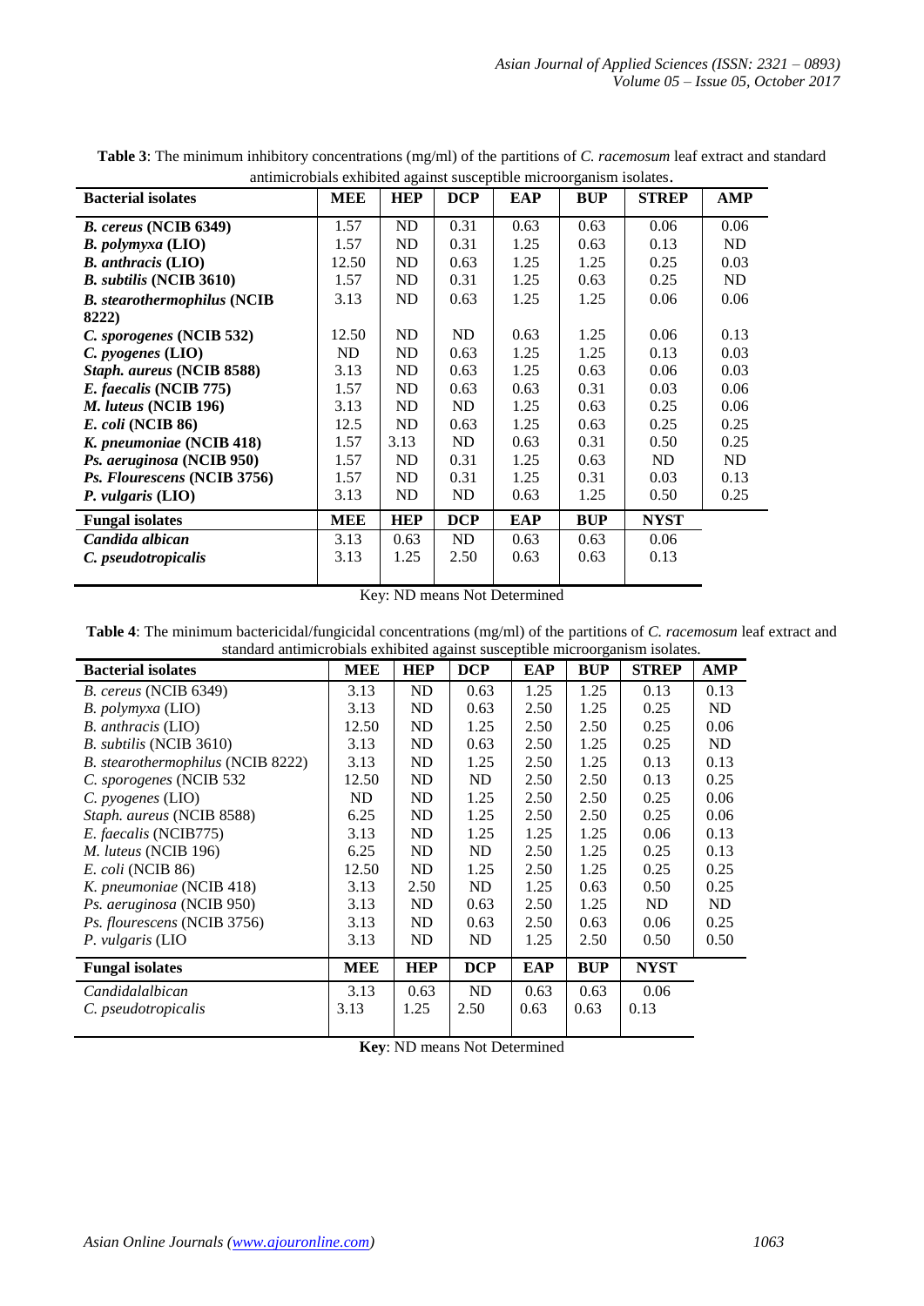**Table 3**: The minimum inhibitory concentrations (mg/ml) of the partitions of *C. racemosum* leaf extract and standard antimicrobials exhibited against susceptible microorganism isolates.

| Bacterial isolates | MEE | HEP | DCP | EAP | BUP | STREP | AMP |
|---|---|---|---|---|---|---|---|
| ***B. cereus* (NCIB 6349)** | 1.57 | ND | 0.31 | 0.63 | 0.63 | 0.06 | 0.06 |
| ***B. polymyxa* (LIO)** | 1.57 | ND | 0.31 | 1.25 | 0.63 | 0.13 | ND |
| ***B. anthracis* (LIO)** | 12.50 | ND | 0.63 | 1.25 | 1.25 | 0.25 | 0.03 |
| ***B. subtilis* (NCIB 3610)** | 1.57 | ND | 0.31 | 1.25 | 0.63 | 0.25 | ND |
| ***B. stearothermophilus* (NCIB 8222)** | 3.13 | ND | 0.63 | 1.25 | 1.25 | 0.06 | 0.06 |
| ***C. sporogenes* (NCIB 532)** | 12.50 | ND | ND | 0.63 | 1.25 | 0.06 | 0.13 |
| ***C. pyogenes* (LIO)** | ND | ND | 0.63 | 1.25 | 1.25 | 0.13 | 0.03 |
| ***Staph. aureus* (NCIB 8588)** | 3.13 | ND | 0.63 | 1.25 | 0.63 | 0.06 | 0.03 |
| ***E. faecalis* (NCIB 775)** | 1.57 | ND | 0.63 | 0.63 | 0.31 | 0.03 | 0.06 |
| ***M. luteus* (NCIB 196)** | 3.13 | ND | ND | 1.25 | 0.63 | 0.25 | 0.06 |
| ***E. coli* (NCIB 86)** | 12.5 | ND | 0.63 | 1.25 | 0.63 | 0.25 | 0.25 |
| ***K. pneumoniae* (NCIB 418)** | 1.57 | 3.13 | ND | 0.63 | 0.31 | 0.50 | 0.25 |
| ***Ps. aeruginosa* (NCIB 950)** | 1.57 | ND | 0.31 | 1.25 | 0.63 | ND | ND |
| ***Ps. Flourescens* (NCIB 3756)** | 1.57 | ND | 0.31 | 1.25 | 0.31 | 0.03 | 0.13 |
| ***P. vulgaris* (LIO)** | 3.13 | ND | ND | 0.63 | 1.25 | 0.50 | 0.25 |
| **Fungal isolates** | **MEE** | **HEP** | **DCP** | **EAP** | **BUP** | **NYST** | |
| ***Candida albican*** | 3.13 | 0.63 | ND | 0.63 | 0.63 | 0.06 | |
| ***C. pseudotropicalis*** | 3.13 | 1.25 | 2.50 | 0.63 | 0.63 | 0.13 | |

Key: ND means Not Determined

**Table 4**: The minimum bactericidal/fungicidal concentrations (mg/ml) of the partitions of *C. racemosum* leaf extract and standard antimicrobials exhibited against susceptible microorganism isolates.

| Bacterial isolates | MEE | HEP | DCP | EAP | BUP | STREP | AMP |
|---|---|---|---|---|---|---|---|
| *B. cereus* (NCIB 6349) | 3.13 | ND | 0.63 | 1.25 | 1.25 | 0.13 | 0.13 |
| *B. polymyxa* (LIO) | 3.13 | ND | 0.63 | 2.50 | 1.25 | 0.25 | ND |
| *B. anthracis* (LIO) | 12.50 | ND | 1.25 | 2.50 | 2.50 | 0.25 | 0.06 |
| *B. subtilis* (NCIB 3610) | 3.13 | ND | 0.63 | 2.50 | 1.25 | 0.25 | ND |
| *B. stearothermophilus* (NCIB 8222) | 3.13 | ND | 1.25 | 2.50 | 1.25 | 0.13 | 0.13 |
| *C. sporogenes* (NCIB 532 | 12.50 | ND | ND | 2.50 | 2.50 | 0.13 | 0.25 |
| *C. pyogenes* (LIO) | ND | ND | 1.25 | 2.50 | 2.50 | 0.25 | 0.06 |
| *Staph. aureus* (NCIB 8588) | 6.25 | ND | 1.25 | 2.50 | 2.50 | 0.25 | 0.06 |
| *E. faecalis* (NCIB775) | 3.13 | ND | 1.25 | 1.25 | 1.25 | 0.06 | 0.13 |
| *M. luteus* (NCIB 196) | 6.25 | ND | ND | 2.50 | 1.25 | 0.25 | 0.13 |
| *E. coli* (NCIB 86) | 12.50 | ND | 1.25 | 2.50 | 1.25 | 0.25 | 0.25 |
| *K. pneumoniae* (NCIB 418) | 3.13 | 2.50 | ND | 1.25 | 0.63 | 0.50 | 0.25 |
| *Ps. aeruginosa* (NCIB 950) | 3.13 | ND | 0.63 | 2.50 | 1.25 | ND | ND |
| *Ps. flourescens* (NCIB 3756) | 3.13 | ND | 0.63 | 2.50 | 0.63 | 0.06 | 0.25 |
| *P. vulgaris* (LIO | 3.13 | ND | ND | 1.25 | 2.50 | 0.50 | 0.50 |
| **Fungal isolates** | **MEE** | **HEP** | **DCP** | **EAP** | **BUP** | **NYST** | |
| *Candidalalbican* | 3.13 | 0.63 | ND | 0.63 | 0.63 | 0.06 | |
| *C. pseudotropicalis* | 3.13 | 1.25 | 2.50 | 0.63 | 0.63 | 0.13 | |

**Key**: ND means Not Determined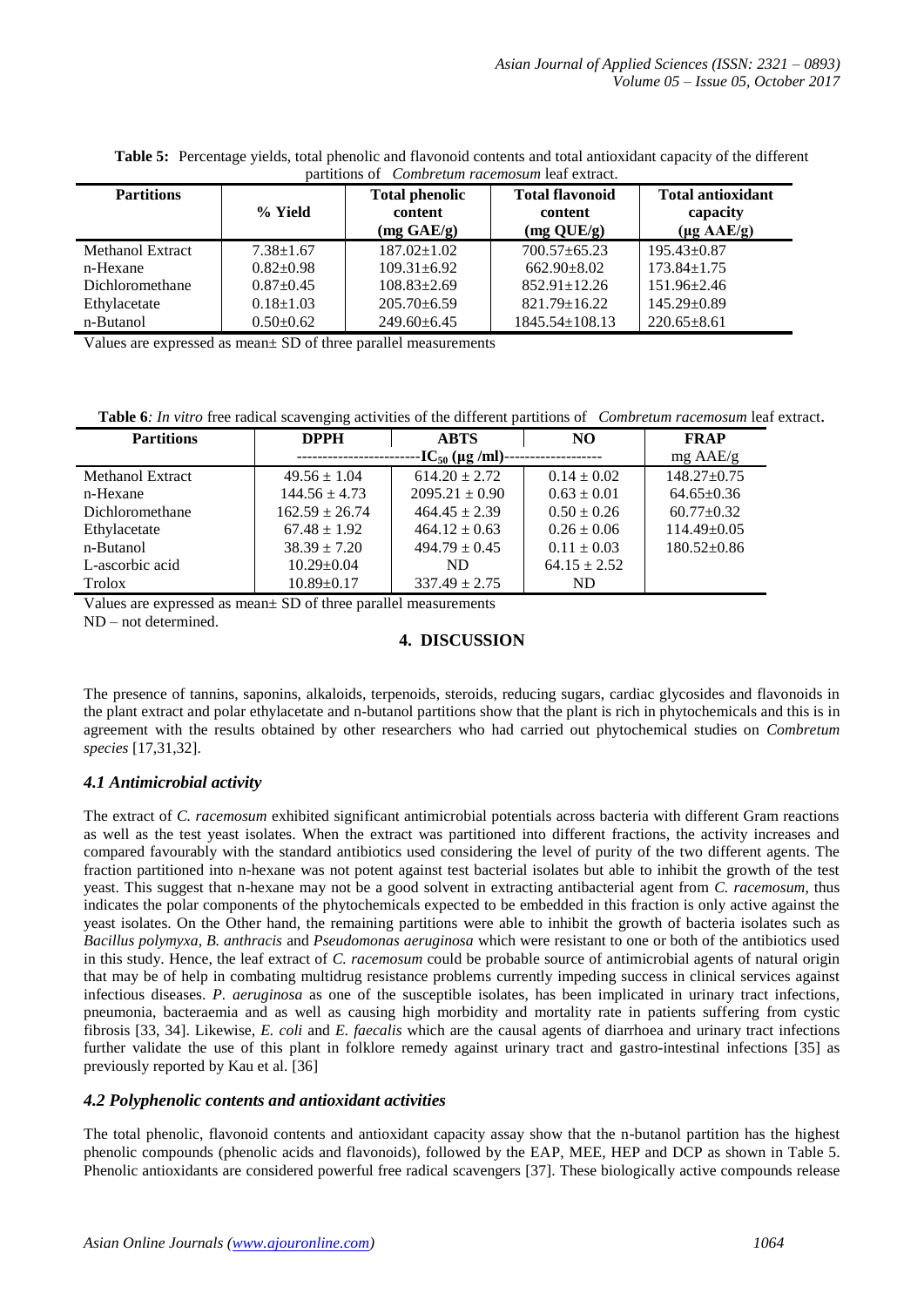**Table 5:** Percentage yields, total phenolic and flavonoid contents and total antioxidant capacity of the different partitions of *Combretum racemosum* leaf extract.

| Partitions | % Yield | Total phenolic content (mg GAE/g) | Total flavonoid content (mg QUE/g) | Total antioxidant capacity (μg AAE/g) |
|---|---|---|---|---|
| Methanol Extract | 7.38±1.67 | 187.02±1.02 | 700.57±65.23 | 195.43±0.87 |
| n-Hexane | 0.82±0.98 | 109.31±6.92 | 662.90±8.02 | 173.84±1.75 |
| Dichloromethane | 0.87±0.45 | 108.83±2.69 | 852.91±12.26 | 151.96±2.46 |
| Ethylacetate | 0.18±1.03 | 205.70±6.59 | 821.79±16.22 | 145.29±0.89 |
| n-Butanol | 0.50±0.62 | 249.60±6.45 | 1845.54±108.13 | 220.65±8.61 |

Values are expressed as mean± SD of three parallel measurements

**Table 6***: In vitro* free radical scavenging activities of the different partitions of *Combretum racemosum* leaf extract.

| Partitions | DPPH | ABTS | NO | FRAP |
|---|---|---|---|---|
| | $IC_{50}$ (μg /ml) | | | mg AAE/g |
| Methanol Extract | 49.56 ± 1.04 | 614.20 ± 2.72 | 0.14 ± 0.02 | 148.27±0.75 |
| n-Hexane | 144.56 ± 4.73 | 2095.21 ± 0.90 | 0.63 ± 0.01 | 64.65±0.36 |
| Dichloromethane | 162.59 ± 26.74 | 464.45 ± 2.39 | 0.50 ± 0.26 | 60.77±0.32 |
| Ethylacetate | 67.48 ± 1.92 | 464.12 ± 0.63 | 0.26 ± 0.06 | 114.49±0.05 |
| n-Butanol | 38.39 ± 7.20 | 494.79 ± 0.45 | 0.11 ± 0.03 | 180.52±0.86 |
| L-ascorbic acid | 10.29±0.04 | ND | 64.15 ± 2.52 | |
| Trolox | 10.89±0.17 | 337.49 ± 2.75 | ND | |

Values are expressed as mean± SD of three parallel measurements
ND – not determined.

## 4. DISCUSSION

The presence of tannins, saponins, alkaloids, terpenoids, steroids, reducing sugars, cardiac glycosides and flavonoids in the plant extract and polar ethylacetate and n-butanol partitions show that the plant is rich in phytochemicals and this is in agreement with the results obtained by other researchers who had carried out phytochemical studies on *Combretum species* [17,31,32].

### *4.1 Antimicrobial activity*

The extract of *C. racemosum* exhibited significant antimicrobial potentials across bacteria with different Gram reactions as well as the test yeast isolates. When the extract was partitioned into different fractions, the activity increases and compared favourably with the standard antibiotics used considering the level of purity of the two different agents. The fraction partitioned into n-hexane was not potent against test bacterial isolates but able to inhibit the growth of the test yeast. This suggest that n-hexane may not be a good solvent in extracting antibacterial agent from *C. racemosum*, thus indicates the polar components of the phytochemicals expected to be embedded in this fraction is only active against the yeast isolates. On the Other hand, the remaining partitions were able to inhibit the growth of bacteria isolates such as *Bacillus polymyxa*, *B. anthracis* and *Pseudomonas aeruginosa* which were resistant to one or both of the antibiotics used in this study. Hence, the leaf extract of *C. racemosum* could be probable source of antimicrobial agents of natural origin that may be of help in combating multidrug resistance problems currently impeding success in clinical services against infectious diseases. *P. aeruginosa* as one of the susceptible isolates, has been implicated in urinary tract infections, pneumonia, bacteraemia and as well as causing high morbidity and mortality rate in patients suffering from cystic fibrosis [33, 34]. Likewise, *E. coli* and *E. faecalis* which are the causal agents of diarrhoea and urinary tract infections further validate the use of this plant in folklore remedy against urinary tract and gastro-intestinal infections [35] as previously reported by Kau et al. [36]

### *4.2 Polyphenolic contents and antioxidant activities*

The total phenolic, flavonoid contents and antioxidant capacity assay show that the n-butanol partition has the highest phenolic compounds (phenolic acids and flavonoids), followed by the EAP, MEE, HEP and DCP as shown in Table 5. Phenolic antioxidants are considered powerful free radical scavengers [37]. These biologically active compounds release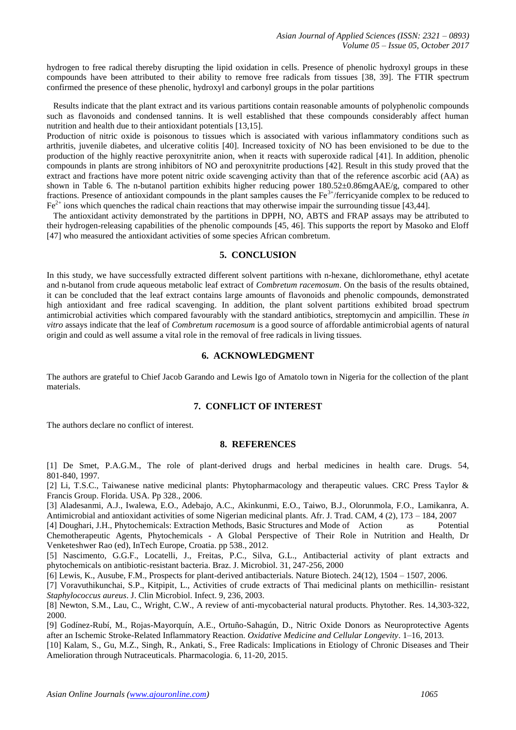hydrogen to free radical thereby disrupting the lipid oxidation in cells. Presence of phenolic hydroxyl groups in these compounds have been attributed to their ability to remove free radicals from tissues [38, 39]. The FTIR spectrum confirmed the presence of these phenolic, hydroxyl and carbonyl groups in the polar partitions

Results indicate that the plant extract and its various partitions contain reasonable amounts of polyphenolic compounds such as flavonoids and condensed tannins. It is well established that these compounds considerably affect human nutrition and health due to their antioxidant potentials [13,15].

Production of nitric oxide is poisonous to tissues which is associated with various inflammatory conditions such as arthritis, juvenile diabetes, and ulcerative colitis [40]. Increased toxicity of NO has been envisioned to be due to the production of the highly reactive peroxynitrite anion, when it reacts with superoxide radical [41]. In addition, phenolic compounds in plants are strong inhibitors of NO and peroxynitrite productions [42]. Result in this study proved that the extract and fractions have more potent nitric oxide scavenging activity than that of the reference ascorbic acid (AA) as shown in Table 6. The n-butanol partition exhibits higher reducing power 180.52±0.86mgAAE/g, compared to other fractions. Presence of antioxidant compounds in the plant samples causes the $Fe^{3+}$/ferricyanide complex to be reduced to $Fe^{2+}$ ions which quenches the radical chain reactions that may otherwise impair the surrounding tissue [43,44].

The antioxidant activity demonstrated by the partitions in DPPH, NO, ABTS and FRAP assays may be attributed to their hydrogen-releasing capabilities of the phenolic compounds [45, 46]. This supports the report by Masoko and Eloff [47] who measured the antioxidant activities of some species African combretum.

## 5. CONCLUSION

In this study, we have successfully extracted different solvent partitions with n-hexane, dichloromethane, ethyl acetate and n-butanol from crude aqueous metabolic leaf extract of *Combretum racemosum*. On the basis of the results obtained, it can be concluded that the leaf extract contains large amounts of flavonoids and phenolic compounds, demonstrated high antioxidant and free radical scavenging. In addition, the plant solvent partitions exhibited broad spectrum antimicrobial activities which compared favourably with the standard antibiotics, streptomycin and ampicillin. These *in vitro* assays indicate that the leaf of *Combretum racemosum* is a good source of affordable antimicrobial agents of natural origin and could as well assume a vital role in the removal of free radicals in living tissues.

## 6. ACKNOWLEDGMENT

The authors are grateful to Chief Jacob Garando and Lewis Igo of Amatolo town in Nigeria for the collection of the plant materials.

## 7. CONFLICT OF INTEREST

The authors declare no conflict of interest.

## 8. REFERENCES

[1] De Smet, P.A.G.M., The role of plant-derived drugs and herbal medicines in health care. Drugs. 54, 801-840, 1997.

[2] Li, T.S.C., Taiwanese native medicinal plants: Phytopharmacology and therapeutic values. CRC Press Taylor & Francis Group. Florida. USA. Pp 328., 2006.

[3] Aladesanmi, A.J., Iwalewa, E.O., Adebajo, A.C., Akinkunmi, E.O., Taiwo, B.J., Olorunmola, F.O., Lamikanra, A. Antimicrobial and antioxidant activities of some Nigerian medicinal plants. Afr. J. Trad. CAM, 4 (2), 173 – 184, 2007

[4] Doughari, J.H., Phytochemicals: Extraction Methods, Basic Structures and Mode of Action as Potential Chemotherapeutic Agents, Phytochemicals - A Global Perspective of Their Role in Nutrition and Health, Dr Venketeshwer Rao (ed), InTech Europe, Croatia. pp 538., 2012.

[5] Nascimento, G.G.F., Locatelli, J., Freitas, P.C., Silva, G.L., Antibacterial activity of plant extracts and phytochemicals on antibiotic-resistant bacteria. Braz. J. Microbiol. 31, 247-256, 2000

[6] Lewis, K., Ausube, F.M., Prospects for plant-derived antibacterials. Nature Biotech. 24(12), 1504 – 1507, 2006.

[7] Voravuthikunchai, S.P., Kitpipit, L., Activities of crude extracts of Thai medicinal plants on methicillin- resistant *Staphylococcus aureus*. J. Clin Microbiol. Infect. 9, 236, 2003.

[8] Newton, S.M., Lau, C., Wright, C.W., A review of anti-mycobacterial natural products. Phytother. Res. 14,303-322, 2000.

[9] Godínez-Rubí, M., Rojas-Mayorquín, A.E., Ortuño-Sahagún, D., Nitric Oxide Donors as Neuroprotective Agents after an Ischemic Stroke-Related Inflammatory Reaction. *Oxidative Medicine and Cellular Longevity*. 1–16, 2013.

[10] Kalam, S., Gu, M.Z., Singh, R., Ankati, S., Free Radicals: Implications in Etiology of Chronic Diseases and Their Amelioration through Nutraceuticals. Pharmacologia. 6, 11-20, 2015.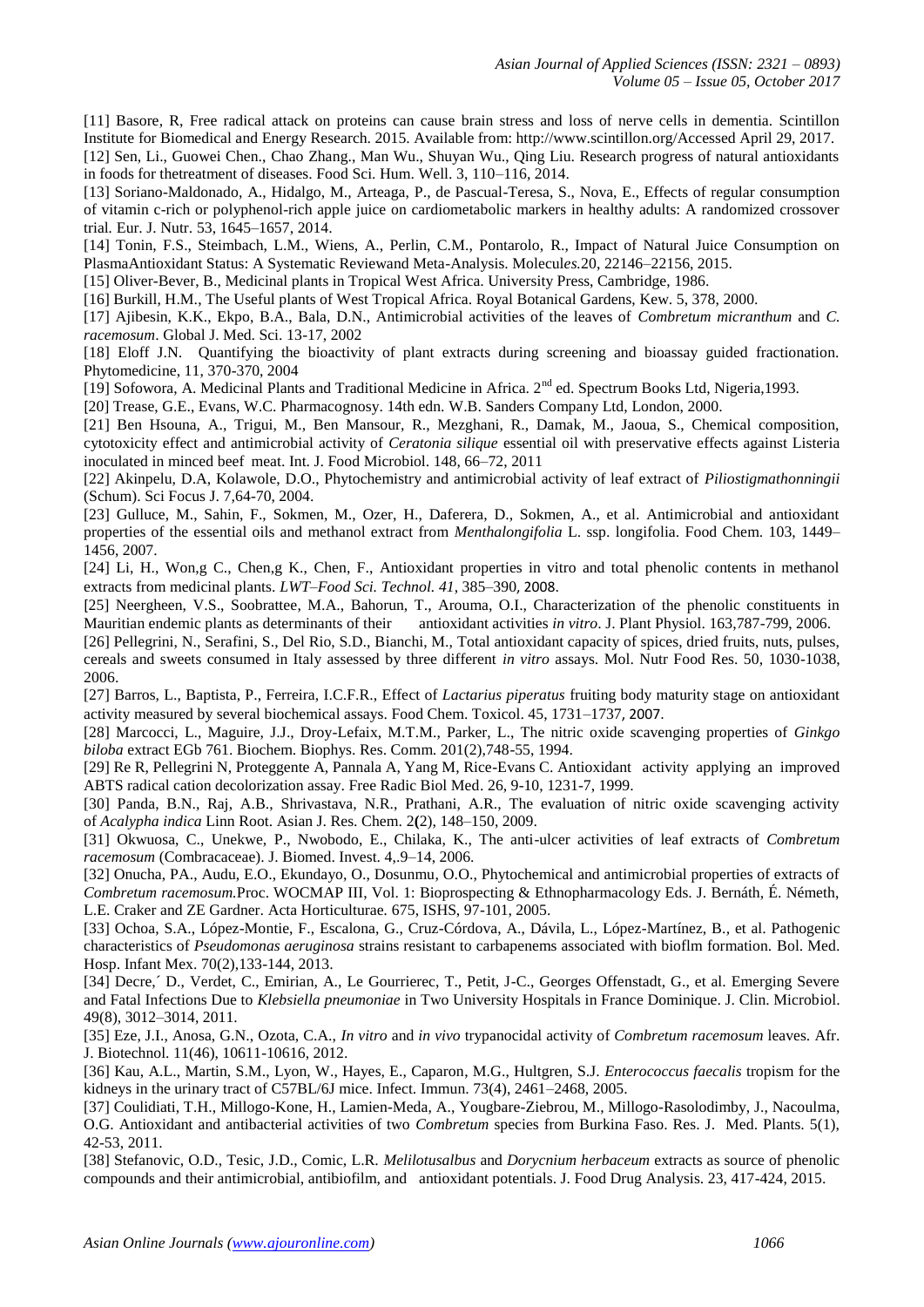[11] Basore, R, Free radical attack on proteins can cause brain stress and loss of nerve cells in dementia. Scintillon Institute for Biomedical and Energy Research. 2015. Available from: http://www.scintillon.org/Accessed April 29, 2017.

[12] Sen, Li., Guowei Chen., Chao Zhang., Man Wu., Shuyan Wu., Qing Liu. Research progress of natural antioxidants in foods for thetreatment of diseases. Food Sci. Hum. Well. 3, 110–116, 2014.

[13] Soriano-Maldonado, A., Hidalgo, M., Arteaga, P., de Pascual-Teresa, S., Nova, E., Effects of regular consumption of vitamin c-rich or polyphenol-rich apple juice on cardiometabolic markers in healthy adults: A randomized crossover trial. Eur. J. Nutr. 53, 1645–1657, 2014.

[14] Tonin, F.S., Steimbach, L.M., Wiens, A., Perlin, C.M., Pontarolo, R., Impact of Natural Juice Consumption on PlasmaAntioxidant Status: A Systematic Reviewand Meta-Analysis. Molecul*es.*20, 22146–22156, 2015.

[15] Oliver-Bever, B., Medicinal plants in Tropical West Africa. University Press, Cambridge, 1986.

[16] Burkill, H.M., The Useful plants of West Tropical Africa. Royal Botanical Gardens, Kew. 5, 378, 2000.

[17] Ajibesin, K.K., Ekpo, B.A., Bala, D.N., Antimicrobial activities of the leaves of *Combretum micranthum* and *C. racemosum*. Global J. Med. Sci. 13-17, 2002

[18] Eloff J.N. Quantifying the bioactivity of plant extracts during screening and bioassay guided fractionation. Phytomedicine, 11, 370-370, 2004

[19] Sofowora, A. Medicinal Plants and Traditional Medicine in Africa. 2nd ed. Spectrum Books Ltd, Nigeria,1993.

[20] Trease, G.E., Evans, W.C. Pharmacognosy. 14th edn. W.B. Sanders Company Ltd, London, 2000.

[21] Ben Hsouna, A., Trigui, M., Ben Mansour, R., Mezghani, R., Damak, M., Jaoua, S., Chemical composition, cytotoxicity effect and antimicrobial activity of *Ceratonia silique* essential oil with preservative effects against Listeria inoculated in minced beef meat. Int. J. Food Microbiol. 148, 66–72, 2011

[22] Akinpelu, D.A, Kolawole, D.O., Phytochemistry and antimicrobial activity of leaf extract of *Piliostigmathonningii* (Schum). Sci Focus J. 7,64-70, 2004.

[23] Gulluce, M., Sahin, F., Sokmen, M., Ozer, H., Daferera, D., Sokmen, A., et al. Antimicrobial and antioxidant properties of the essential oils and methanol extract from *Menthalongifolia* L. ssp. longifolia. Food Chem. 103, 1449–1456, 2007.

[24] Li, H., Won,g C., Chen,g K., Chen, F., Antioxidant properties in vitro and total phenolic contents in methanol extracts from medicinal plants. *LWT–Food Sci. Technol. 41*, 385–390, 2008.

[25] Neergheen, V.S., Soobrattee, M.A., Bahorun, T., Arouma, O.I., Characterization of the phenolic constituents in Mauritian endemic plants as determinants of their antioxidant activities *in vitro*. J. Plant Physiol. 163,787-799, 2006.

[26] Pellegrini, N., Serafini, S., Del Rio, S.D., Bianchi, M., Total antioxidant capacity of spices, dried fruits, nuts, pulses, cereals and sweets consumed in Italy assessed by three different *in vitro* assays. Mol. Nutr Food Res. 50, 1030-1038, 2006.

[27] Barros, L., Baptista, P., Ferreira, I.C.F.R., Effect of *Lactarius piperatus* fruiting body maturity stage on antioxidant activity measured by several biochemical assays. Food Chem. Toxicol. 45, 1731–1737, 2007.

[28] Marcocci, L., Maguire, J.J., Droy-Lefaix, M.T.M., Parker, L., The nitric oxide scavenging properties of *Ginkgo biloba* extract EGb 761. Biochem. Biophys. Res. Comm. 201(2),748-55, 1994.

[29] Re R, Pellegrini N, Proteggente A, Pannala A, Yang M, Rice-Evans C. Antioxidant activity applying an improved ABTS radical cation decolorization assay. Free Radic Biol Med. 26, 9-10, 1231-7, 1999.

[30] Panda, B.N., Raj, A.B., Shrivastava, N.R., Prathani, A.R., The evaluation of nitric oxide scavenging activity of *Acalypha indica* Linn Root. Asian J. Res. Chem. 2(2), 148–150, 2009.

[31] Okwuosa, C., Unekwe, P., Nwobodo, E., Chilaka, K., The anti-ulcer activities of leaf extracts of *Combretum racemosum* (Combracaceae). J. Biomed. Invest. 4,.9–14, 2006.

[32] Onucha, PA., Audu, E.O., Ekundayo, O., Dosunmu, O.O., Phytochemical and antimicrobial properties of extracts of *Combretum racemosum.*Proc. WOCMAP III, Vol. 1: Bioprospecting & Ethnopharmacology Eds. J. Bernáth, É. Németh, L.E. Craker and ZE Gardner. Acta Horticulturae. 675, ISHS, 97-101, 2005.

[33] Ochoa, S.A., López-Montie, F., Escalona, G., Cruz-Córdova, A., Dávila, L., López-Martínez, B., et al. Pathogenic characteristics of *Pseudomonas aeruginosa* strains resistant to carbapenems associated with bioflm formation. Bol. Med. Hosp. Infant Mex. 70(2),133-144, 2013.

[34] Decre,´ D., Verdet, C., Emirian, A., Le Gourrierec, T., Petit, J-C., Georges Offenstadt, G., et al. Emerging Severe and Fatal Infections Due to *Klebsiella pneumoniae* in Two University Hospitals in France Dominique. J. Clin. Microbiol. 49(8), 3012–3014, 2011.

[35] Eze, J.I., Anosa, G.N., Ozota, C.A., *In vitro* and *in vivo* trypanocidal activity of *Combretum racemosum* leaves. Afr. J. Biotechnol. 11(46), 10611-10616, 2012.

[36] Kau, A.L., Martin, S.M., Lyon, W., Hayes, E., Caparon, M.G., Hultgren, S.J. *Enterococcus faecalis* tropism for the kidneys in the urinary tract of C57BL/6J mice. Infect. Immun. 73(4), 2461–2468, 2005.

[37] Coulidiati, T.H., Millogo-Kone, H., Lamien-Meda, A., Yougbare-Ziebrou, M., Millogo-Rasolodimby, J., Nacoulma, O.G. Antioxidant and antibacterial activities of two *Combretum* species from Burkina Faso. Res. J. Med. Plants. 5(1), 42-53, 2011.

[38] Stefanovic, O.D., Tesic, J.D., Comic, L.R. *Melilotusalbus* and *Dorycnium herbaceum* extracts as source of phenolic compounds and their antimicrobial, antibiofilm, and antioxidant potentials. J. Food Drug Analysis. 23, 417-424, 2015.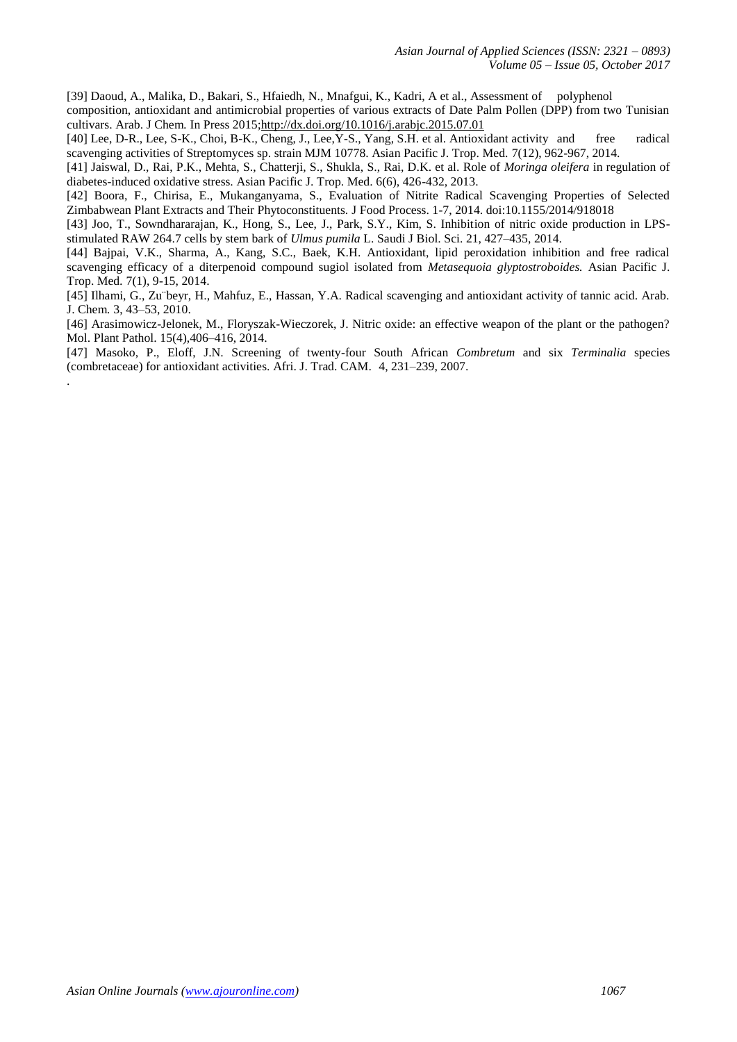[39] Daoud, A., Malika, D., Bakari, S., Hfaiedh, N., Mnafgui, K., Kadri, A et al., Assessment of polyphenol composition, antioxidant and antimicrobial properties of various extracts of Date Palm Pollen (DPP) from two Tunisian cultivars. Arab. J Chem. In Press 2015;http://dx.doi.org/10.1016/j.arabjc.2015.07.01

[40] Lee, D-R., Lee, S-K., Choi, B-K., Cheng, J., Lee,Y-S., Yang, S.H. et al. Antioxidant activity and free radical scavenging activities of Streptomyces sp. strain MJM 10778. Asian Pacific J. Trop. Med. 7(12), 962-967, 2014.

[41] Jaiswal, D., Rai, P.K., Mehta, S., Chatterji, S., Shukla, S., Rai, D.K. et al. Role of *Moringa oleifera* in regulation of diabetes-induced oxidative stress. Asian Pacific J. Trop. Med. 6(6), 426-432, 2013.

[42] Boora, F., Chirisa, E., Mukanganyama, S., Evaluation of Nitrite Radical Scavenging Properties of Selected Zimbabwean Plant Extracts and Their Phytoconstituents. J Food Process. 1-7, 2014. doi:10.1155/2014/918018

[43] Joo, T., Sowndhararajan, K., Hong, S., Lee, J., Park, S.Y., Kim, S. Inhibition of nitric oxide production in LPS-stimulated RAW 264.7 cells by stem bark of *Ulmus pumila* L. Saudi J Biol. Sci. 21, 427–435, 2014.

[44] Bajpai, V.K., Sharma, A., Kang, S.C., Baek, K.H. Antioxidant, lipid peroxidation inhibition and free radical scavenging efficacy of a diterpenoid compound sugiol isolated from *Metasequoia glyptostroboides.* Asian Pacific J. Trop. Med. 7(1), 9-15, 2014.

[45] Ilhami, G., Zu¨beyr, H., Mahfuz, E., Hassan, Y.A. Radical scavenging and antioxidant activity of tannic acid. Arab. J. Chem. 3, 43–53, 2010.

[46] Arasimowicz-Jelonek, M., Floryszak-Wieczorek, J. Nitric oxide: an effective weapon of the plant or the pathogen? Mol. Plant Pathol. 15(4),406–416, 2014.

[47] Masoko, P., Eloff, J.N. Screening of twenty-four South African *Combretum* and six *Terminalia* species (combretaceae) for antioxidant activities. Afri. J. Trad. CAM. 4, 231–239, 2007.

.